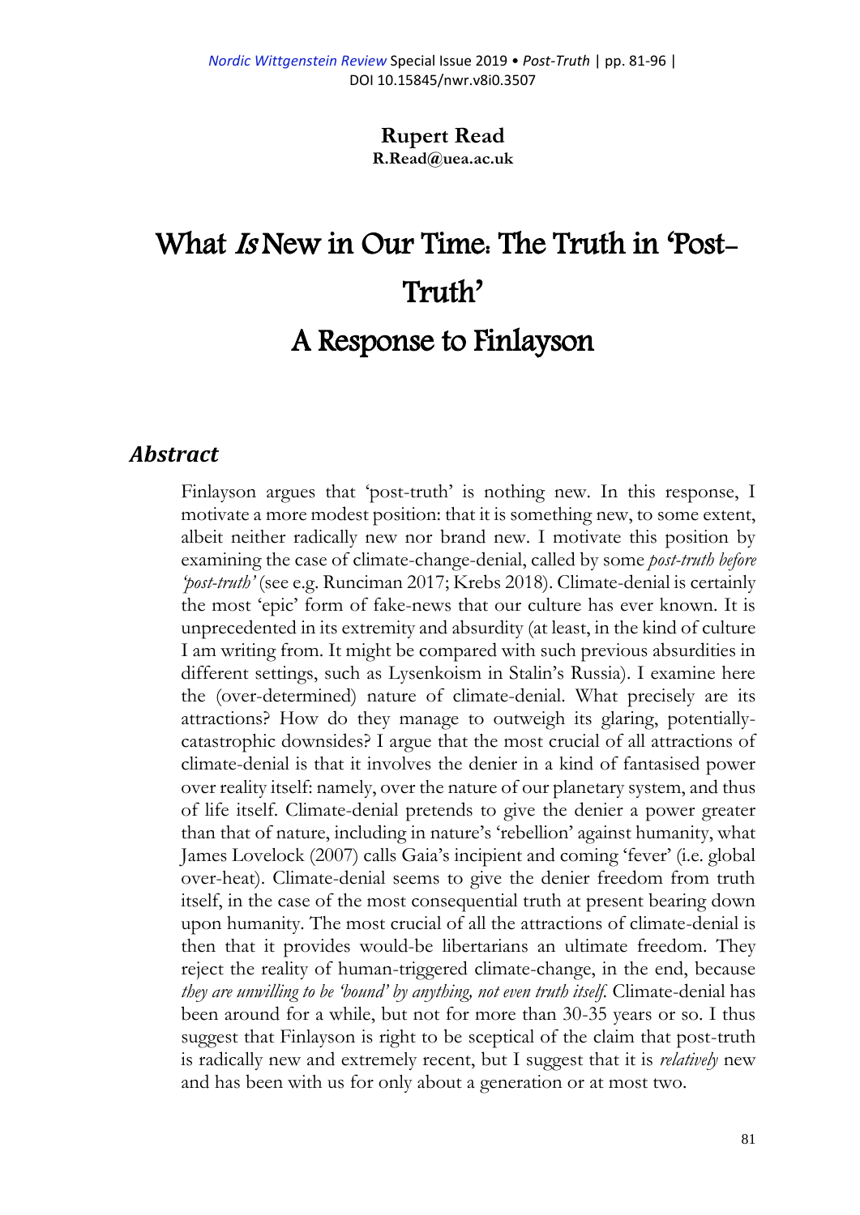**Rupert Read**
**R.Read@uea.ac.uk**

# What *Is* New in Our Time: The Truth in 'Post-Truth'

## A Response to Finlayson

### *Abstract*

Finlayson argues that 'post-truth' is nothing new. In this response, I motivate a more modest position: that it is something new, to some extent, albeit neither radically new nor brand new. I motivate this position by examining the case of climate-change-denial, called by some *post-truth before 'post-truth'* (see e.g. Runciman 2017; Krebs 2018). Climate-denial is certainly the most 'epic' form of fake-news that our culture has ever known. It is unprecedented in its extremity and absurdity (at least, in the kind of culture I am writing from. It might be compared with such previous absurdities in different settings, such as Lysenkoism in Stalin's Russia). I examine here the (over-determined) nature of climate-denial. What precisely are its attractions? How do they manage to outweigh its glaring, potentially-catastrophic downsides? I argue that the most crucial of all attractions of climate-denial is that it involves the denier in a kind of fantasised power over reality itself: namely, over the nature of our planetary system, and thus of life itself. Climate-denial pretends to give the denier a power greater than that of nature, including in nature's 'rebellion' against humanity, what James Lovelock (2007) calls Gaia's incipient and coming 'fever' (i.e. global over-heat). Climate-denial seems to give the denier freedom from truth itself, in the case of the most consequential truth at present bearing down upon humanity. The most crucial of all the attractions of climate-denial is then that it provides would-be libertarians an ultimate freedom. They reject the reality of human-triggered climate-change, in the end, because *they are unwilling to be 'bound' by anything, not even truth itself.* Climate-denial has been around for a while, but not for more than 30-35 years or so. I thus suggest that Finlayson is right to be sceptical of the claim that post-truth is radically new and extremely recent, but I suggest that it is *relatively* new and has been with us for only about a generation or at most two.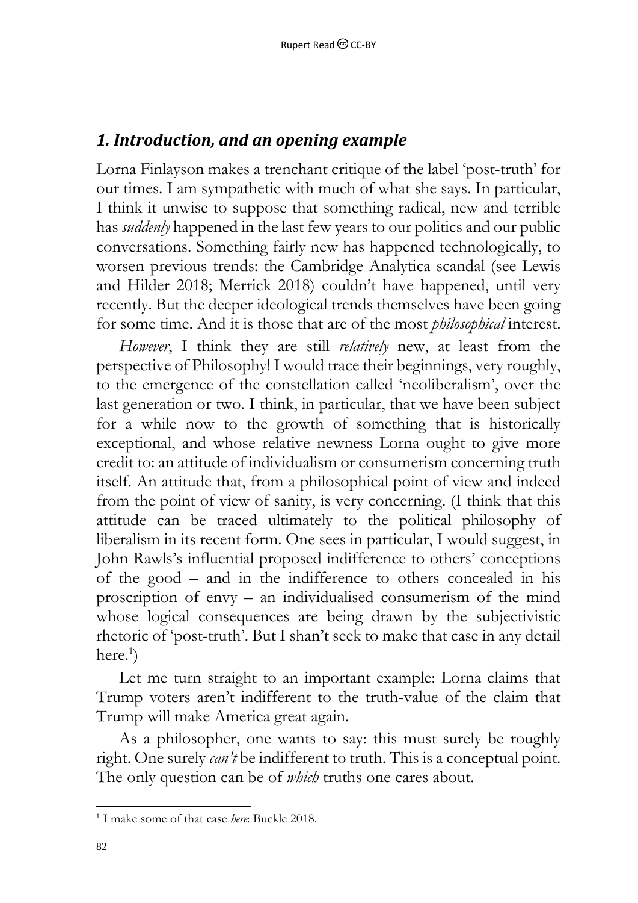## *1. Introduction, and an opening example*

Lorna Finlayson makes a trenchant critique of the label 'post-truth' for our times. I am sympathetic with much of what she says. In particular, I think it unwise to suppose that something radical, new and terrible has *suddenly* happened in the last few years to our politics and our public conversations. Something fairly new has happened technologically, to worsen previous trends: the Cambridge Analytica scandal (see Lewis and Hilder 2018; Merrick 2018) couldn't have happened, until very recently. But the deeper ideological trends themselves have been going for some time. And it is those that are of the most *philosophical* interest.

*However*, I think they are still *relatively* new, at least from the perspective of Philosophy! I would trace their beginnings, very roughly, to the emergence of the constellation called 'neoliberalism', over the last generation or two. I think, in particular, that we have been subject for a while now to the growth of something that is historically exceptional, and whose relative newness Lorna ought to give more credit to: an attitude of individualism or consumerism concerning truth itself. An attitude that, from a philosophical point of view and indeed from the point of view of sanity, is very concerning. (I think that this attitude can be traced ultimately to the political philosophy of liberalism in its recent form. One sees in particular, I would suggest, in John Rawls's influential proposed indifference to others' conceptions of the good – and in the indifference to others concealed in his proscription of envy – an individualised consumerism of the mind whose logical consequences are being drawn by the subjectivistic rhetoric of 'post-truth'. But I shan't seek to make that case in any detail here.[1])

Let me turn straight to an important example: Lorna claims that Trump voters aren't indifferent to the truth-value of the claim that Trump will make America great again.

As a philosopher, one wants to say: this must surely be roughly right. One surely *can't* be indifferent to truth. This is a conceptual point. The only question can be of *which* truths one cares about.

---

[1] I make some of that case *here*: Buckle 2018.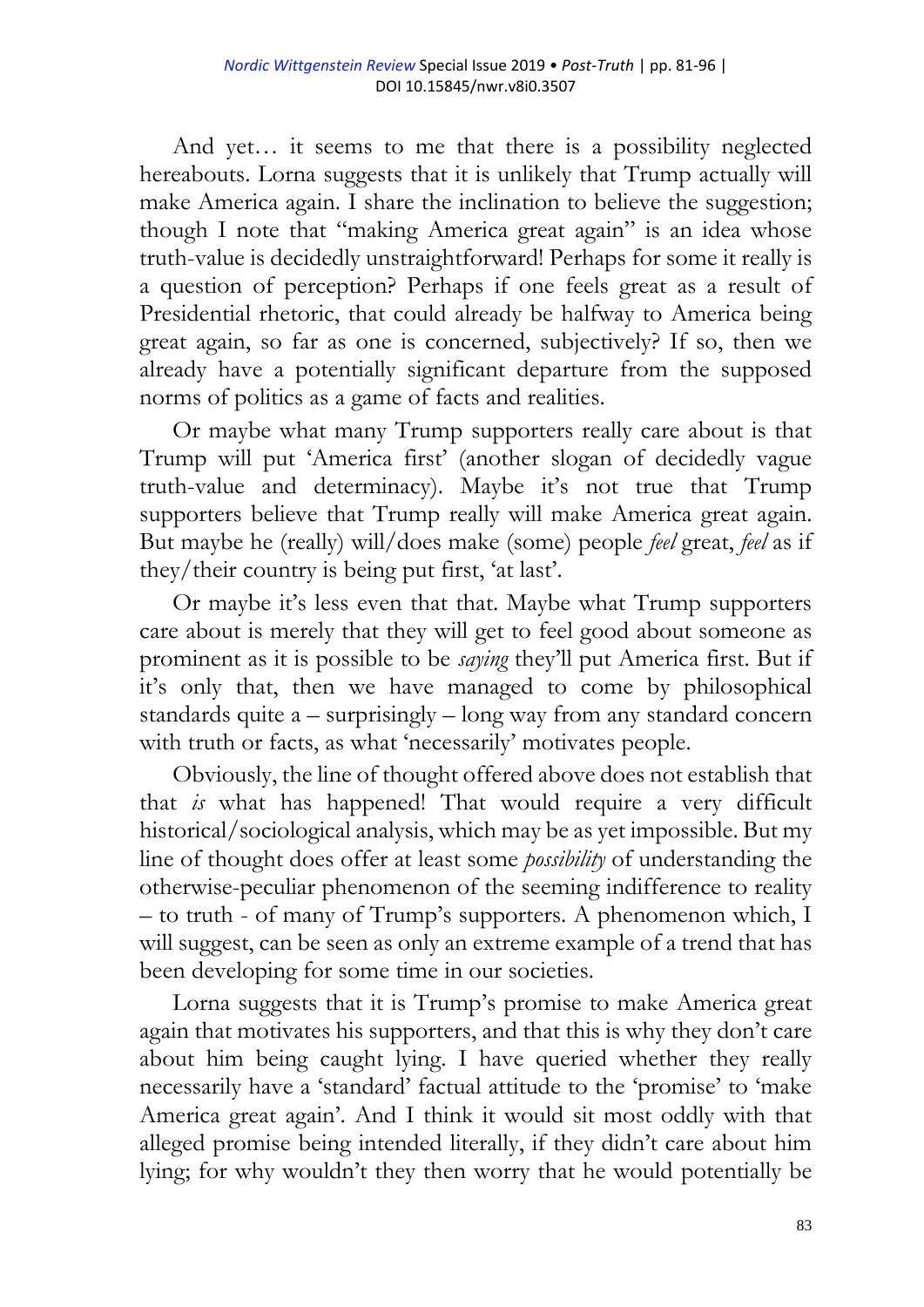And yet… it seems to me that there is a possibility neglected hereabouts. Lorna suggests that it is unlikely that Trump actually will make America again. I share the inclination to believe the suggestion; though I note that "making America great again" is an idea whose truth-value is decidedly unstraightforward! Perhaps for some it really is a question of perception? Perhaps if one feels great as a result of Presidential rhetoric, that could already be halfway to America being great again, so far as one is concerned, subjectively? If so, then we already have a potentially significant departure from the supposed norms of politics as a game of facts and realities.

Or maybe what many Trump supporters really care about is that Trump will put 'America first' (another slogan of decidedly vague truth-value and determinacy). Maybe it's not true that Trump supporters believe that Trump really will make America great again. But maybe he (really) will/does make (some) people *feel* great, *feel* as if they/their country is being put first, 'at last'.

Or maybe it's less even that that. Maybe what Trump supporters care about is merely that they will get to feel good about someone as prominent as it is possible to be *saying* they'll put America first. But if it's only that, then we have managed to come by philosophical standards quite a – surprisingly – long way from any standard concern with truth or facts, as what 'necessarily' motivates people.

Obviously, the line of thought offered above does not establish that that *is* what has happened! That would require a very difficult historical/sociological analysis, which may be as yet impossible. But my line of thought does offer at least some *possibility* of understanding the otherwise-peculiar phenomenon of the seeming indifference to reality – to truth - of many of Trump's supporters. A phenomenon which, I will suggest, can be seen as only an extreme example of a trend that has been developing for some time in our societies.

Lorna suggests that it is Trump's promise to make America great again that motivates his supporters, and that this is why they don't care about him being caught lying. I have queried whether they really necessarily have a 'standard' factual attitude to the 'promise' to 'make America great again'. And I think it would sit most oddly with that alleged promise being intended literally, if they didn't care about him lying; for why wouldn't they then worry that he would potentially be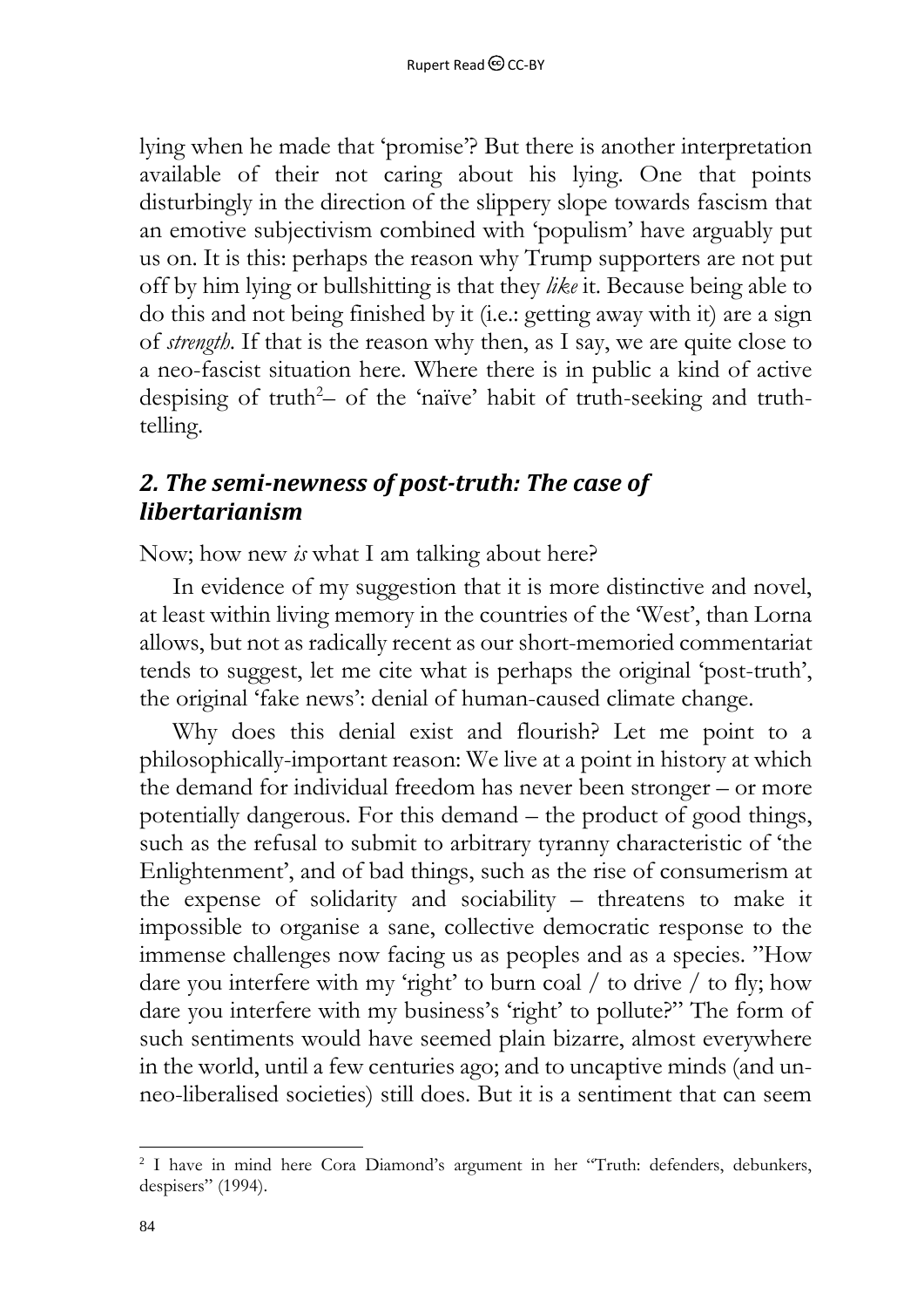lying when he made that 'promise'? But there is another interpretation available of their not caring about his lying. One that points disturbingly in the direction of the slippery slope towards fascism that an emotive subjectivism combined with 'populism' have arguably put us on. It is this: perhaps the reason why Trump supporters are not put off by him lying or bullshitting is that they *like* it. Because being able to do this and not being finished by it (i.e.: getting away with it) are a sign of *strength*. If that is the reason why then, as I say, we are quite close to a neo-fascist situation here. Where there is in public a kind of active despising of truth[2]– of the 'naïve' habit of truth-seeking and truth-telling.

## *2. The semi-newness of post-truth: The case of libertarianism*

Now; how new *is* what I am talking about here?

In evidence of my suggestion that it is more distinctive and novel, at least within living memory in the countries of the 'West', than Lorna allows, but not as radically recent as our short-memoried commentariat tends to suggest, let me cite what is perhaps the original 'post-truth', the original 'fake news': denial of human-caused climate change.

Why does this denial exist and flourish? Let me point to a philosophically-important reason: We live at a point in history at which the demand for individual freedom has never been stronger – or more potentially dangerous. For this demand – the product of good things, such as the refusal to submit to arbitrary tyranny characteristic of 'the Enlightenment', and of bad things, such as the rise of consumerism at the expense of solidarity and sociability – threatens to make it impossible to organise a sane, collective democratic response to the immense challenges now facing us as peoples and as a species. "How dare you interfere with my 'right' to burn coal / to drive / to fly; how dare you interfere with my business's 'right' to pollute?" The form of such sentiments would have seemed plain bizarre, almost everywhere in the world, until a few centuries ago; and to uncaptive minds (and un-neo-liberalised societies) still does. But it is a sentiment that can seem

---

[2] I have in mind here Cora Diamond's argument in her "Truth: defenders, debunkers, despisers" (1994).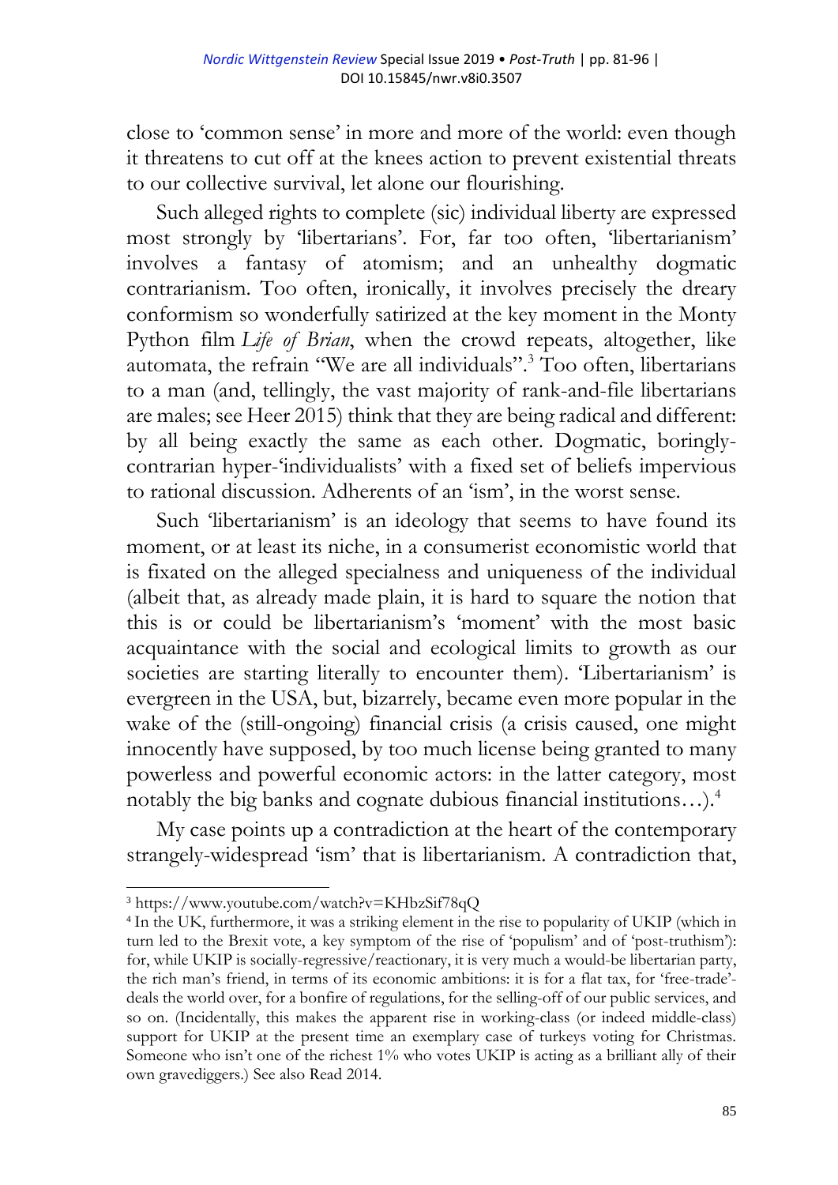close to 'common sense' in more and more of the world: even though it threatens to cut off at the knees action to prevent existential threats to our collective survival, let alone our flourishing.

Such alleged rights to complete (sic) individual liberty are expressed most strongly by 'libertarians'. For, far too often, 'libertarianism' involves a fantasy of atomism; and an unhealthy dogmatic contrarianism. Too often, ironically, it involves precisely the dreary conformism so wonderfully satirized at the key moment in the Monty Python film *Life of Brian*, when the crowd repeats, altogether, like automata, the refrain "We are all individuals".[3] Too often, libertarians to a man (and, tellingly, the vast majority of rank-and-file libertarians are males; see Heer 2015) think that they are being radical and different: by all being exactly the same as each other. Dogmatic, boringly-contrarian hyper-'individualists' with a fixed set of beliefs impervious to rational discussion. Adherents of an 'ism', in the worst sense.

Such 'libertarianism' is an ideology that seems to have found its moment, or at least its niche, in a consumerist economistic world that is fixated on the alleged specialness and uniqueness of the individual (albeit that, as already made plain, it is hard to square the notion that this is or could be libertarianism's 'moment' with the most basic acquaintance with the social and ecological limits to growth as our societies are starting literally to encounter them). 'Libertarianism' is evergreen in the USA, but, bizarrely, became even more popular in the wake of the (still-ongoing) financial crisis (a crisis caused, one might innocently have supposed, by too much license being granted to many powerless and powerful economic actors: in the latter category, most notably the big banks and cognate dubious financial institutions…).[4]

My case points up a contradiction at the heart of the contemporary strangely-widespread 'ism' that is libertarianism. A contradiction that,

---

[3] https://www.youtube.com/watch?v=KHbzSif78qQ

[4] In the UK, furthermore, it was a striking element in the rise to popularity of UKIP (which in turn led to the Brexit vote, a key symptom of the rise of 'populism' and of 'post-truthism'): for, while UKIP is socially-regressive/reactionary, it is very much a would-be libertarian party, the rich man's friend, in terms of its economic ambitions: it is for a flat tax, for 'free-trade'-deals the world over, for a bonfire of regulations, for the selling-off of our public services, and so on. (Incidentally, this makes the apparent rise in working-class (or indeed middle-class) support for UKIP at the present time an exemplary case of turkeys voting for Christmas. Someone who isn't one of the richest 1% who votes UKIP is acting as a brilliant ally of their own gravediggers.) See also Read 2014.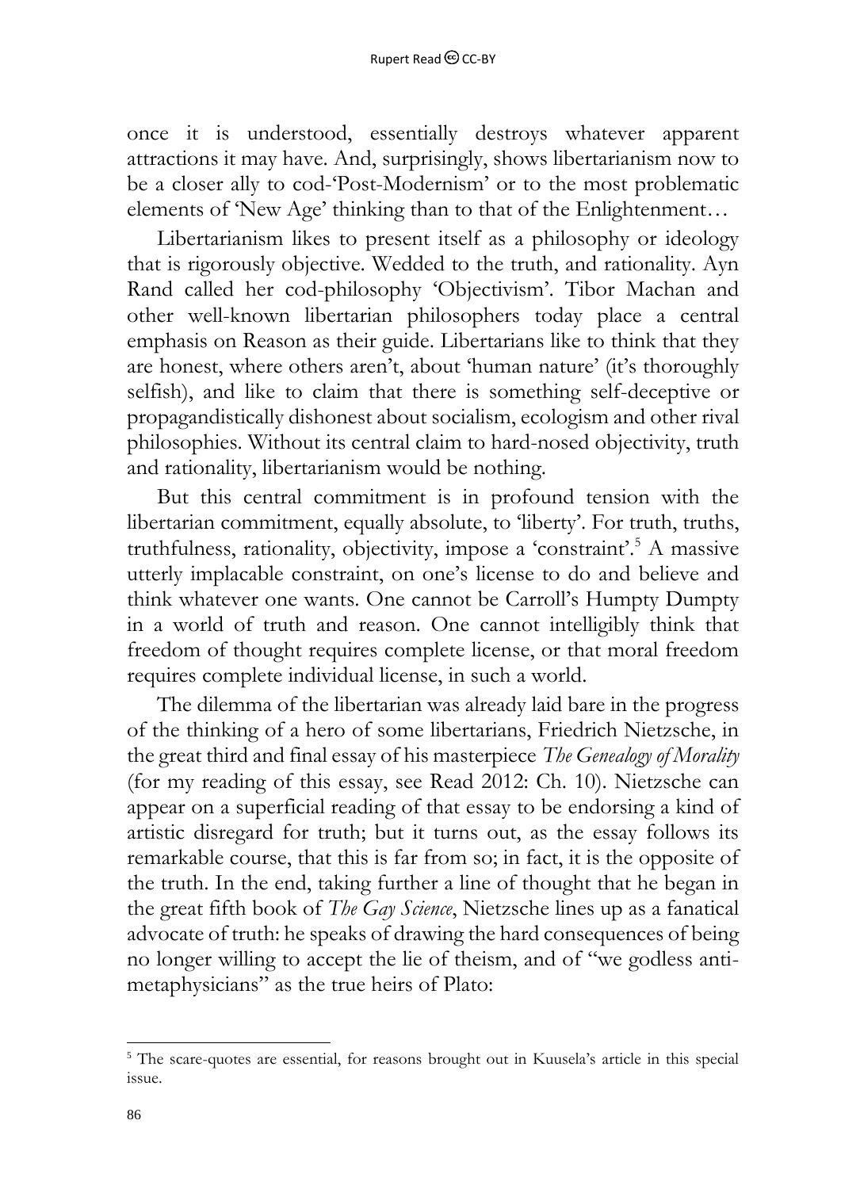once it is understood, essentially destroys whatever apparent attractions it may have. And, surprisingly, shows libertarianism now to be a closer ally to cod-'Post-Modernism' or to the most problematic elements of 'New Age' thinking than to that of the Enlightenment…

Libertarianism likes to present itself as a philosophy or ideology that is rigorously objective. Wedded to the truth, and rationality. Ayn Rand called her cod-philosophy 'Objectivism'. Tibor Machan and other well-known libertarian philosophers today place a central emphasis on Reason as their guide. Libertarians like to think that they are honest, where others aren't, about 'human nature' (it's thoroughly selfish), and like to claim that there is something self-deceptive or propagandistically dishonest about socialism, ecologism and other rival philosophies. Without its central claim to hard-nosed objectivity, truth and rationality, libertarianism would be nothing.

But this central commitment is in profound tension with the libertarian commitment, equally absolute, to 'liberty'. For truth, truths, truthfulness, rationality, objectivity, impose a 'constraint'.[5] A massive utterly implacable constraint, on one's license to do and believe and think whatever one wants. One cannot be Carroll's Humpty Dumpty in a world of truth and reason. One cannot intelligibly think that freedom of thought requires complete license, or that moral freedom requires complete individual license, in such a world.

The dilemma of the libertarian was already laid bare in the progress of the thinking of a hero of some libertarians, Friedrich Nietzsche, in the great third and final essay of his masterpiece *The Genealogy of Morality* (for my reading of this essay, see Read 2012: Ch. 10). Nietzsche can appear on a superficial reading of that essay to be endorsing a kind of artistic disregard for truth; but it turns out, as the essay follows its remarkable course, that this is far from so; in fact, it is the opposite of the truth. In the end, taking further a line of thought that he began in the great fifth book of *The Gay Science*, Nietzsche lines up as a fanatical advocate of truth: he speaks of drawing the hard consequences of being no longer willing to accept the lie of theism, and of "we godless anti-metaphysicians" as the true heirs of Plato:

---

[5] The scare-quotes are essential, for reasons brought out in Kuusela's article in this special issue.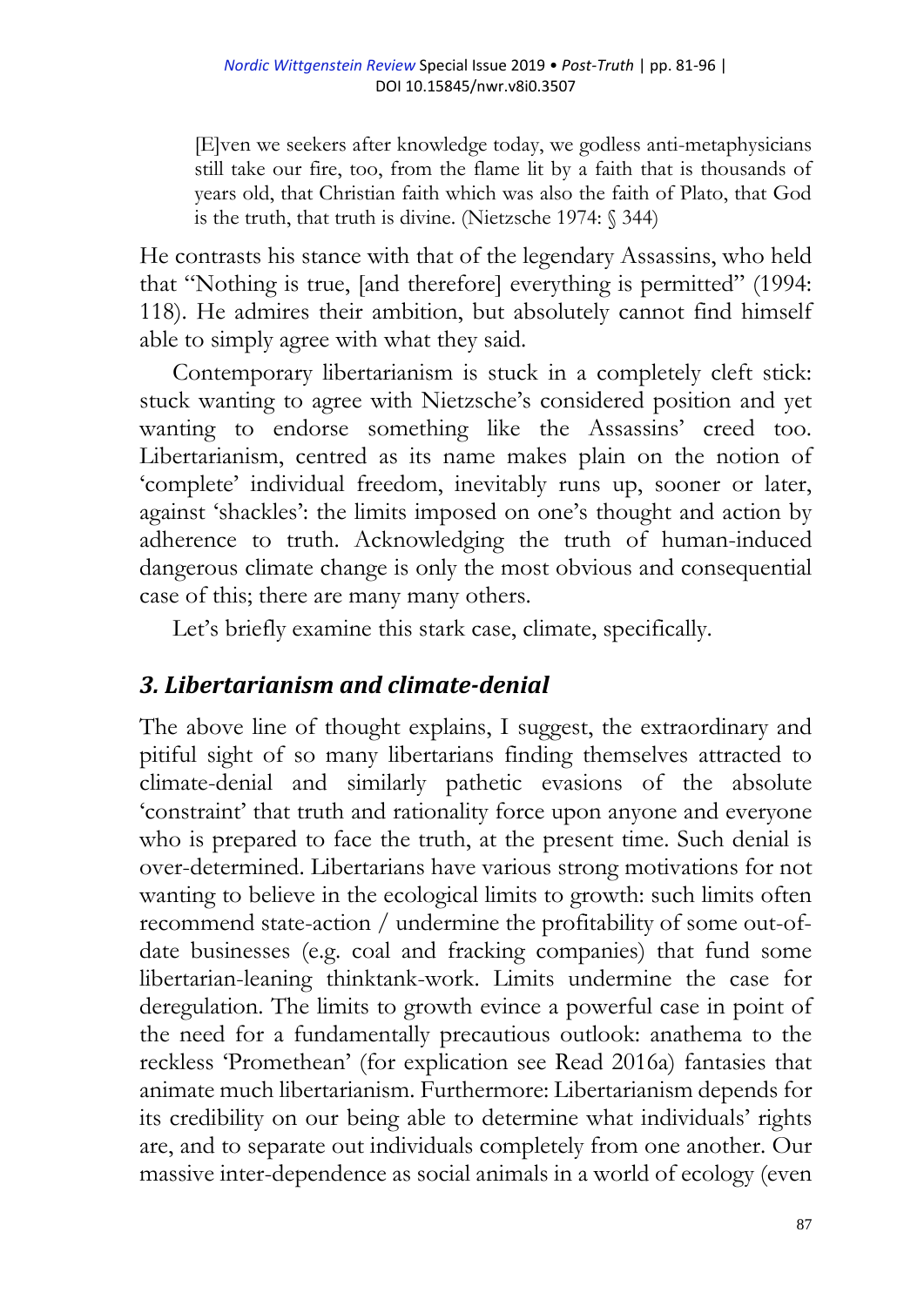> [E]ven we seekers after knowledge today, we godless anti-metaphysicians still take our fire, too, from the flame lit by a faith that is thousands of years old, that Christian faith which was also the faith of Plato, that God is the truth, that truth is divine. (Nietzsche 1974: § 344)

He contrasts his stance with that of the legendary Assassins, who held that "Nothing is true, [and therefore] everything is permitted" (1994: 118). He admires their ambition, but absolutely cannot find himself able to simply agree with what they said.

Contemporary libertarianism is stuck in a completely cleft stick: stuck wanting to agree with Nietzsche's considered position and yet wanting to endorse something like the Assassins' creed too. Libertarianism, centred as its name makes plain on the notion of 'complete' individual freedom, inevitably runs up, sooner or later, against 'shackles': the limits imposed on one's thought and action by adherence to truth. Acknowledging the truth of human-induced dangerous climate change is only the most obvious and consequential case of this; there are many many others.

Let's briefly examine this stark case, climate, specifically.

## *3. Libertarianism and climate-denial*

The above line of thought explains, I suggest, the extraordinary and pitiful sight of so many libertarians finding themselves attracted to climate-denial and similarly pathetic evasions of the absolute 'constraint' that truth and rationality force upon anyone and everyone who is prepared to face the truth, at the present time. Such denial is over-determined. Libertarians have various strong motivations for not wanting to believe in the ecological limits to growth: such limits often recommend state-action / undermine the profitability of some out-of-date businesses (e.g. coal and fracking companies) that fund some libertarian-leaning thinktank-work. Limits undermine the case for deregulation. The limits to growth evince a powerful case in point of the need for a fundamentally precautious outlook: anathema to the reckless 'Promethean' (for explication see Read 2016a) fantasies that animate much libertarianism. Furthermore: Libertarianism depends for its credibility on our being able to determine what individuals' rights are, and to separate out individuals completely from one another. Our massive inter-dependence as social animals in a world of ecology (even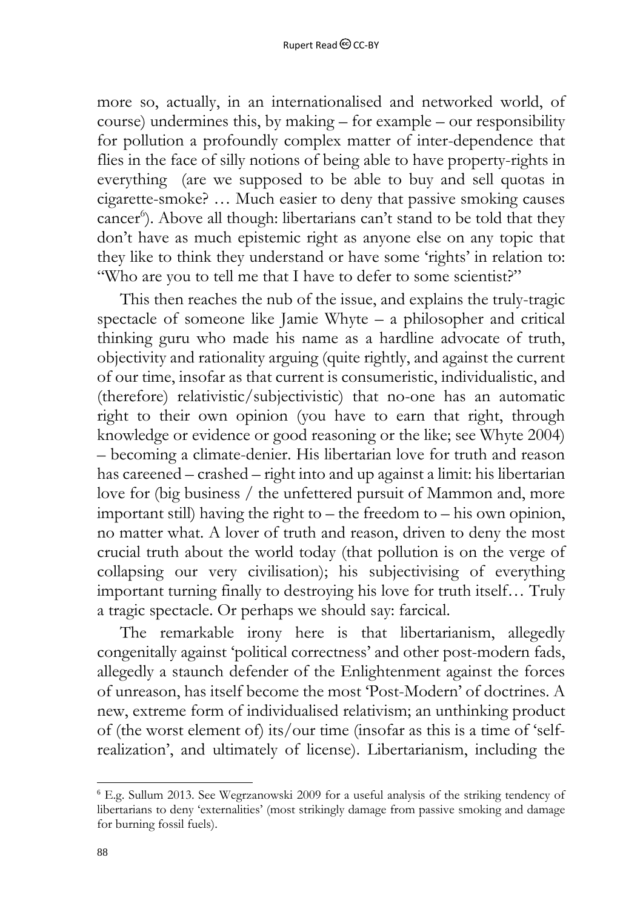more so, actually, in an internationalised and networked world, of course) undermines this, by making – for example – our responsibility for pollution a profoundly complex matter of inter-dependence that flies in the face of silly notions of being able to have property-rights in everything (are we supposed to be able to buy and sell quotas in cigarette-smoke? … Much easier to deny that passive smoking causes cancer[6]). Above all though: libertarians can't stand to be told that they don't have as much epistemic right as anyone else on any topic that they like to think they understand or have some 'rights' in relation to: "Who are you to tell me that I have to defer to some scientist?"

This then reaches the nub of the issue, and explains the truly-tragic spectacle of someone like Jamie Whyte – a philosopher and critical thinking guru who made his name as a hardline advocate of truth, objectivity and rationality arguing (quite rightly, and against the current of our time, insofar as that current is consumeristic, individualistic, and (therefore) relativistic/subjectivistic) that no-one has an automatic right to their own opinion (you have to earn that right, through knowledge or evidence or good reasoning or the like; see Whyte 2004) – becoming a climate-denier. His libertarian love for truth and reason has careened – crashed – right into and up against a limit: his libertarian love for (big business / the unfettered pursuit of Mammon and, more important still) having the right to – the freedom to – his own opinion, no matter what. A lover of truth and reason, driven to deny the most crucial truth about the world today (that pollution is on the verge of collapsing our very civilisation); his subjectivising of everything important turning finally to destroying his love for truth itself… Truly a tragic spectacle. Or perhaps we should say: farcical.

The remarkable irony here is that libertarianism, allegedly congenitally against 'political correctness' and other post-modern fads, allegedly a staunch defender of the Enlightenment against the forces of unreason, has itself become the most 'Post-Modern' of doctrines. A new, extreme form of individualised relativism; an unthinking product of (the worst element of) its/our time (insofar as this is a time of 'self-realization', and ultimately of license). Libertarianism, including the

---

[6] E.g. Sullum 2013. See Wegrzanowski 2009 for a useful analysis of the striking tendency of libertarians to deny 'externalities' (most strikingly damage from passive smoking and damage for burning fossil fuels).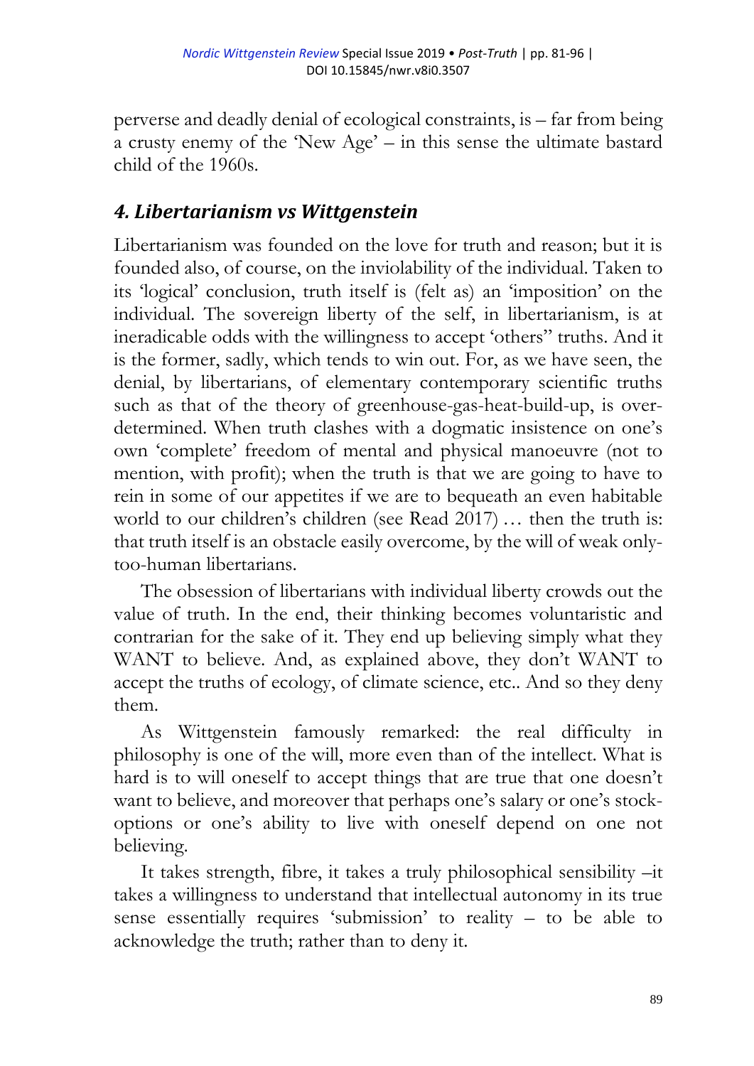perverse and deadly denial of ecological constraints, is – far from being a crusty enemy of the 'New Age' – in this sense the ultimate bastard child of the 1960s.

## *4. Libertarianism vs Wittgenstein*

Libertarianism was founded on the love for truth and reason; but it is founded also, of course, on the inviolability of the individual. Taken to its 'logical' conclusion, truth itself is (felt as) an 'imposition' on the individual. The sovereign liberty of the self, in libertarianism, is at ineradicable odds with the willingness to accept 'others'' truths. And it is the former, sadly, which tends to win out. For, as we have seen, the denial, by libertarians, of elementary contemporary scientific truths such as that of the theory of greenhouse-gas-heat-build-up, is over-determined. When truth clashes with a dogmatic insistence on one's own 'complete' freedom of mental and physical manoeuvre (not to mention, with profit); when the truth is that we are going to have to rein in some of our appetites if we are to bequeath an even habitable world to our children's children (see Read 2017) … then the truth is: that truth itself is an obstacle easily overcome, by the will of weak only-too-human libertarians.

The obsession of libertarians with individual liberty crowds out the value of truth. In the end, their thinking becomes voluntaristic and contrarian for the sake of it. They end up believing simply what they WANT to believe. And, as explained above, they don't WANT to accept the truths of ecology, of climate science, etc.. And so they deny them.

As Wittgenstein famously remarked: the real difficulty in philosophy is one of the will, more even than of the intellect. What is hard is to will oneself to accept things that are true that one doesn't want to believe, and moreover that perhaps one's salary or one's stock-options or one's ability to live with oneself depend on one not believing.

It takes strength, fibre, it takes a truly philosophical sensibility –it takes a willingness to understand that intellectual autonomy in its true sense essentially requires 'submission' to reality – to be able to acknowledge the truth; rather than to deny it.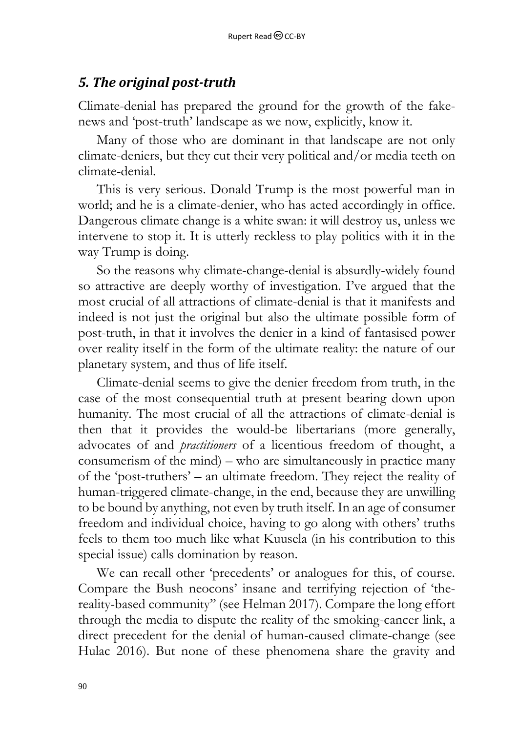## *5. The original post-truth*

Climate-denial has prepared the ground for the growth of the fake-news and 'post-truth' landscape as we now, explicitly, know it.

Many of those who are dominant in that landscape are not only climate-deniers, but they cut their very political and/or media teeth on climate-denial.

This is very serious. Donald Trump is the most powerful man in world; and he is a climate-denier, who has acted accordingly in office. Dangerous climate change is a white swan: it will destroy us, unless we intervene to stop it. It is utterly reckless to play politics with it in the way Trump is doing.

So the reasons why climate-change-denial is absurdly-widely found so attractive are deeply worthy of investigation. I've argued that the most crucial of all attractions of climate-denial is that it manifests and indeed is not just the original but also the ultimate possible form of post-truth, in that it involves the denier in a kind of fantasised power over reality itself in the form of the ultimate reality: the nature of our planetary system, and thus of life itself.

Climate-denial seems to give the denier freedom from truth, in the case of the most consequential truth at present bearing down upon humanity. The most crucial of all the attractions of climate-denial is then that it provides the would-be libertarians (more generally, advocates of and *practitioners* of a licentious freedom of thought, a consumerism of the mind) – who are simultaneously in practice many of the 'post-truthers' – an ultimate freedom. They reject the reality of human-triggered climate-change, in the end, because they are unwilling to be bound by anything, not even by truth itself. In an age of consumer freedom and individual choice, having to go along with others' truths feels to them too much like what Kuusela (in his contribution to this special issue) calls domination by reason.

We can recall other 'precedents' or analogues for this, of course. Compare the Bush neocons' insane and terrifying rejection of 'the-reality-based community" (see Helman 2017). Compare the long effort through the media to dispute the reality of the smoking-cancer link, a direct precedent for the denial of human-caused climate-change (see Hulac 2016). But none of these phenomena share the gravity and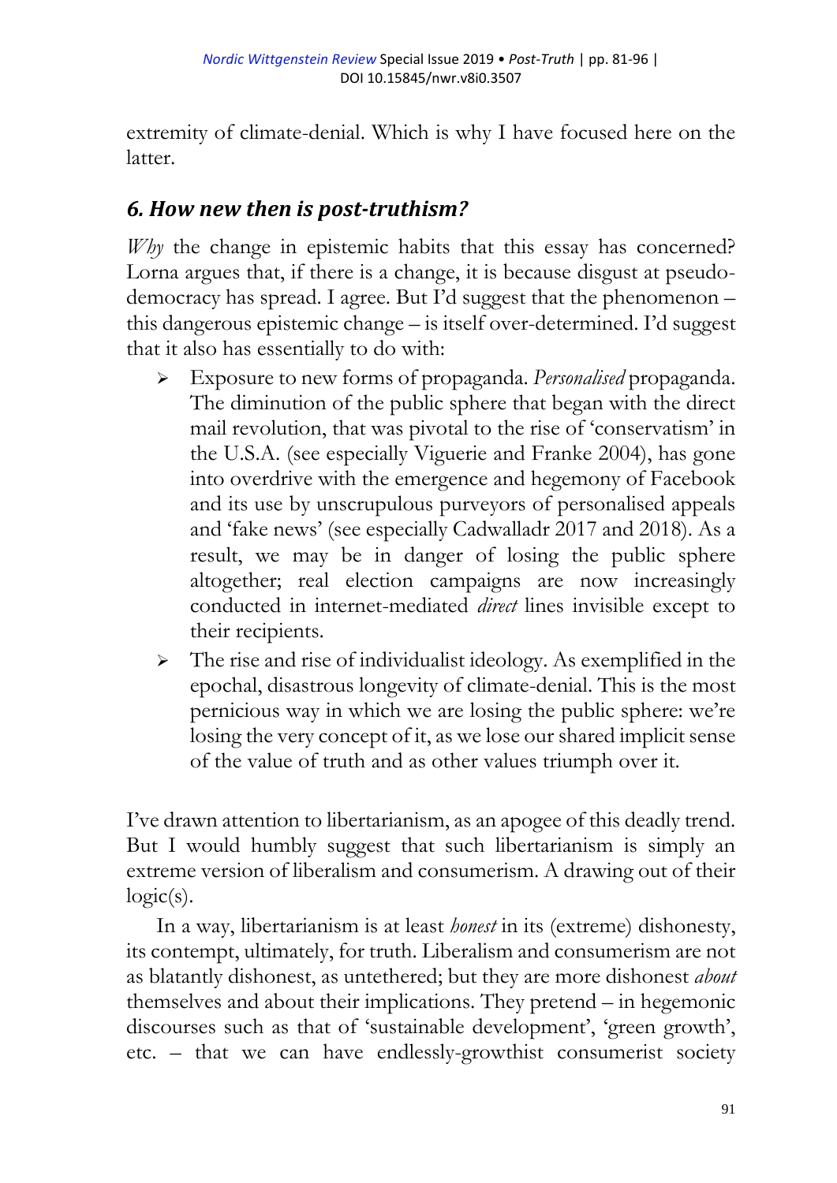extremity of climate-denial. Which is why I have focused here on the latter.

### *6. How new then is post-truthism?*

*Why* the change in epistemic habits that this essay has concerned? Lorna argues that, if there is a change, it is because disgust at pseudo-democracy has spread. I agree. But I'd suggest that the phenomenon – this dangerous epistemic change – is itself over-determined. I'd suggest that it also has essentially to do with:

- Exposure to new forms of propaganda. *Personalised* propaganda. The diminution of the public sphere that began with the direct mail revolution, that was pivotal to the rise of 'conservatism' in the U.S.A. (see especially Viguerie and Franke 2004), has gone into overdrive with the emergence and hegemony of Facebook and its use by unscrupulous purveyors of personalised appeals and 'fake news' (see especially Cadwalladr 2017 and 2018). As a result, we may be in danger of losing the public sphere altogether; real election campaigns are now increasingly conducted in internet-mediated *direct* lines invisible except to their recipients.
- The rise and rise of individualist ideology. As exemplified in the epochal, disastrous longevity of climate-denial. This is the most pernicious way in which we are losing the public sphere: we're losing the very concept of it, as we lose our shared implicit sense of the value of truth and as other values triumph over it.

I've drawn attention to libertarianism, as an apogee of this deadly trend. But I would humbly suggest that such libertarianism is simply an extreme version of liberalism and consumerism. A drawing out of their logic(s).

In a way, libertarianism is at least *honest* in its (extreme) dishonesty, its contempt, ultimately, for truth. Liberalism and consumerism are not as blatantly dishonest, as untethered; but they are more dishonest *about* themselves and about their implications. They pretend – in hegemonic discourses such as that of 'sustainable development', 'green growth', etc. – that we can have endlessly-growthist consumerist society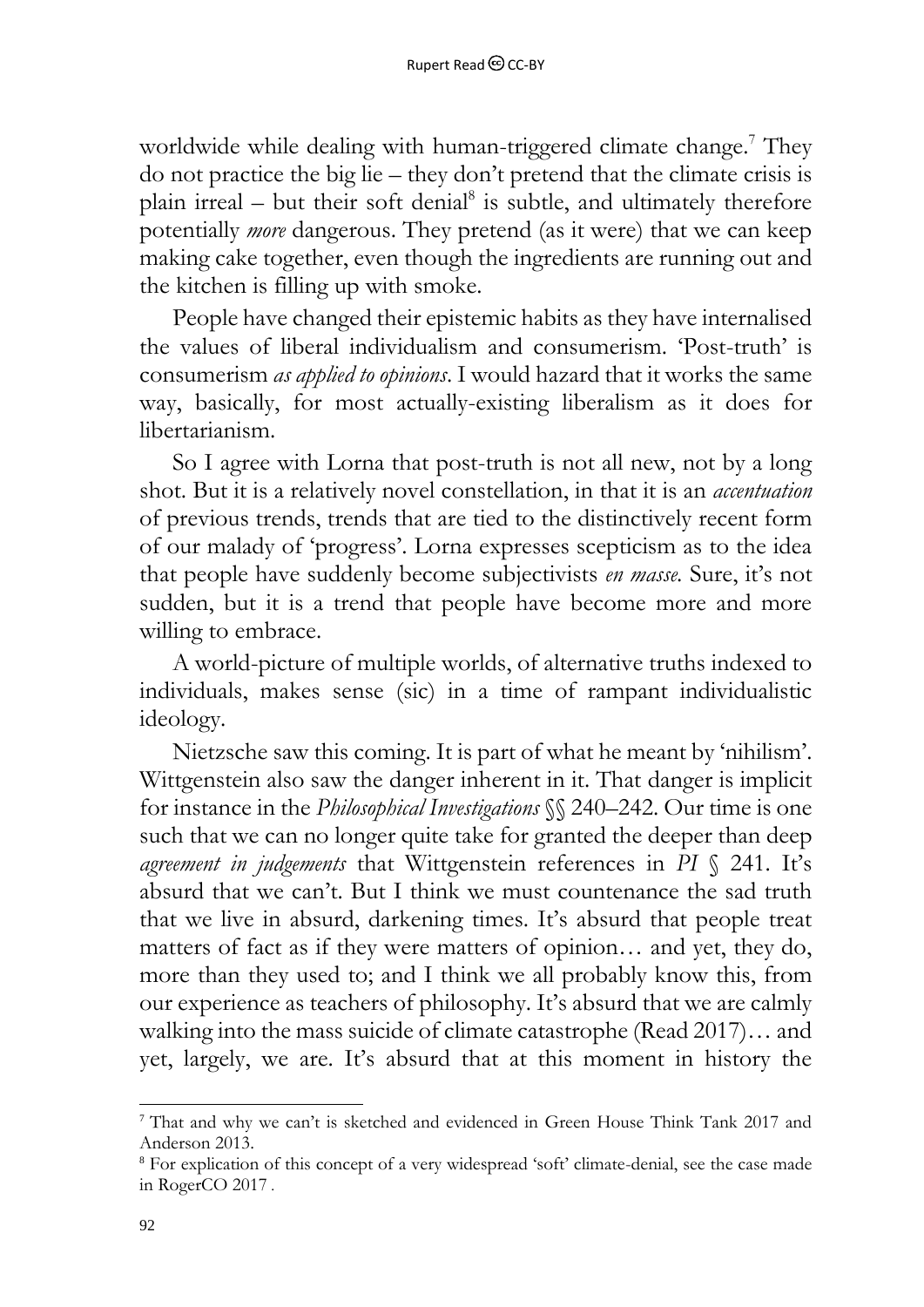worldwide while dealing with human-triggered climate change.[7] They do not practice the big lie – they don't pretend that the climate crisis is plain irreal – but their soft denial[8] is subtle, and ultimately therefore potentially *more* dangerous. They pretend (as it were) that we can keep making cake together, even though the ingredients are running out and the kitchen is filling up with smoke.

People have changed their epistemic habits as they have internalised the values of liberal individualism and consumerism. 'Post-truth' is consumerism *as applied to opinions*. I would hazard that it works the same way, basically, for most actually-existing liberalism as it does for libertarianism.

So I agree with Lorna that post-truth is not all new, not by a long shot. But it is a relatively novel constellation, in that it is an *accentuation* of previous trends, trends that are tied to the distinctively recent form of our malady of 'progress'. Lorna expresses scepticism as to the idea that people have suddenly become subjectivists *en masse.* Sure, it's not sudden, but it is a trend that people have become more and more willing to embrace.

A world-picture of multiple worlds, of alternative truths indexed to individuals, makes sense (sic) in a time of rampant individualistic ideology.

Nietzsche saw this coming. It is part of what he meant by 'nihilism'. Wittgenstein also saw the danger inherent in it. That danger is implicit for instance in the *Philosophical Investigations* §§ 240–242. Our time is one such that we can no longer quite take for granted the deeper than deep *agreement in judgements* that Wittgenstein references in *PI* § 241. It's absurd that we can't. But I think we must countenance the sad truth that we live in absurd, darkening times. It's absurd that people treat matters of fact as if they were matters of opinion… and yet, they do, more than they used to; and I think we all probably know this, from our experience as teachers of philosophy. It's absurd that we are calmly walking into the mass suicide of climate catastrophe (Read 2017)… and yet, largely, we are. It's absurd that at this moment in history the

---

[7] That and why we can't is sketched and evidenced in Green House Think Tank 2017 and Anderson 2013.

[8] For explication of this concept of a very widespread 'soft' climate-denial, see the case made in RogerCO 2017 .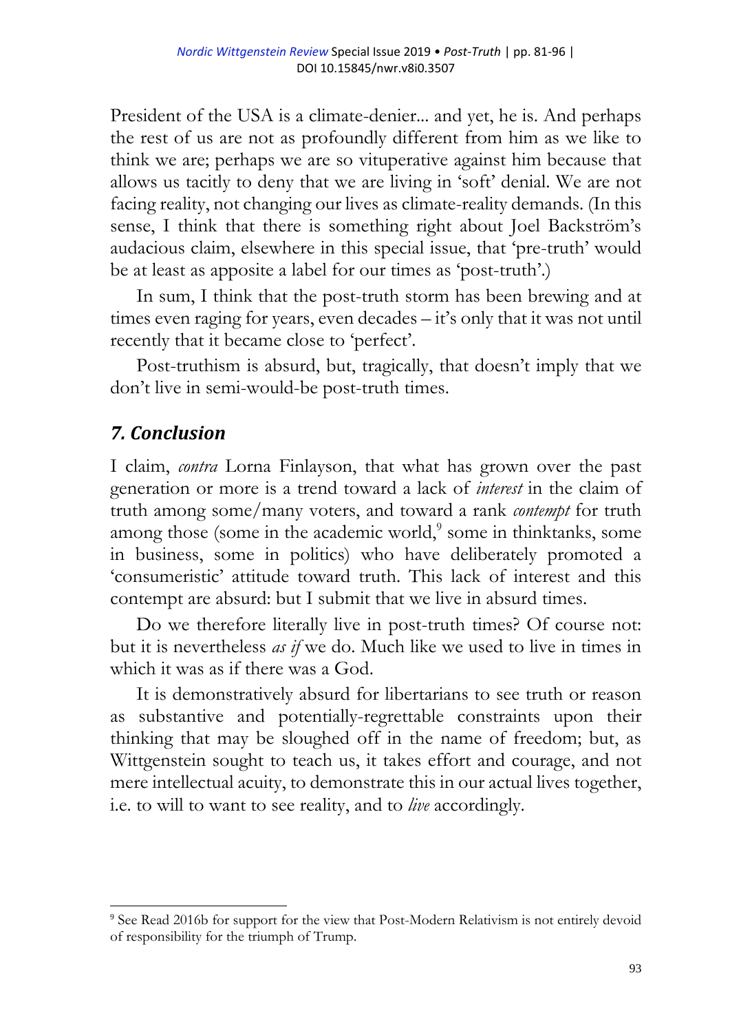President of the USA is a climate-denier... and yet, he is. And perhaps the rest of us are not as profoundly different from him as we like to think we are; perhaps we are so vituperative against him because that allows us tacitly to deny that we are living in 'soft' denial. We are not facing reality, not changing our lives as climate-reality demands. (In this sense, I think that there is something right about Joel Backström's audacious claim, elsewhere in this special issue, that 'pre-truth' would be at least as apposite a label for our times as 'post-truth'.)

In sum, I think that the post-truth storm has been brewing and at times even raging for years, even decades – it's only that it was not until recently that it became close to 'perfect'.

Post-truthism is absurd, but, tragically, that doesn't imply that we don't live in semi-would-be post-truth times.

## *7. Conclusion*

I claim, *contra* Lorna Finlayson, that what has grown over the past generation or more is a trend toward a lack of *interest* in the claim of truth among some/many voters, and toward a rank *contempt* for truth among those (some in the academic world,[9] some in thinktanks, some in business, some in politics) who have deliberately promoted a 'consumeristic' attitude toward truth. This lack of interest and this contempt are absurd: but I submit that we live in absurd times.

Do we therefore literally live in post-truth times? Of course not: but it is nevertheless *as if* we do. Much like we used to live in times in which it was as if there was a God.

It is demonstratively absurd for libertarians to see truth or reason as substantive and potentially-regrettable constraints upon their thinking that may be sloughed off in the name of freedom; but, as Wittgenstein sought to teach us, it takes effort and courage, and not mere intellectual acuity, to demonstrate this in our actual lives together, i.e. to will to want to see reality, and to *live* accordingly.

---

[9] See Read 2016b for support for the view that Post-Modern Relativism is not entirely devoid of responsibility for the triumph of Trump.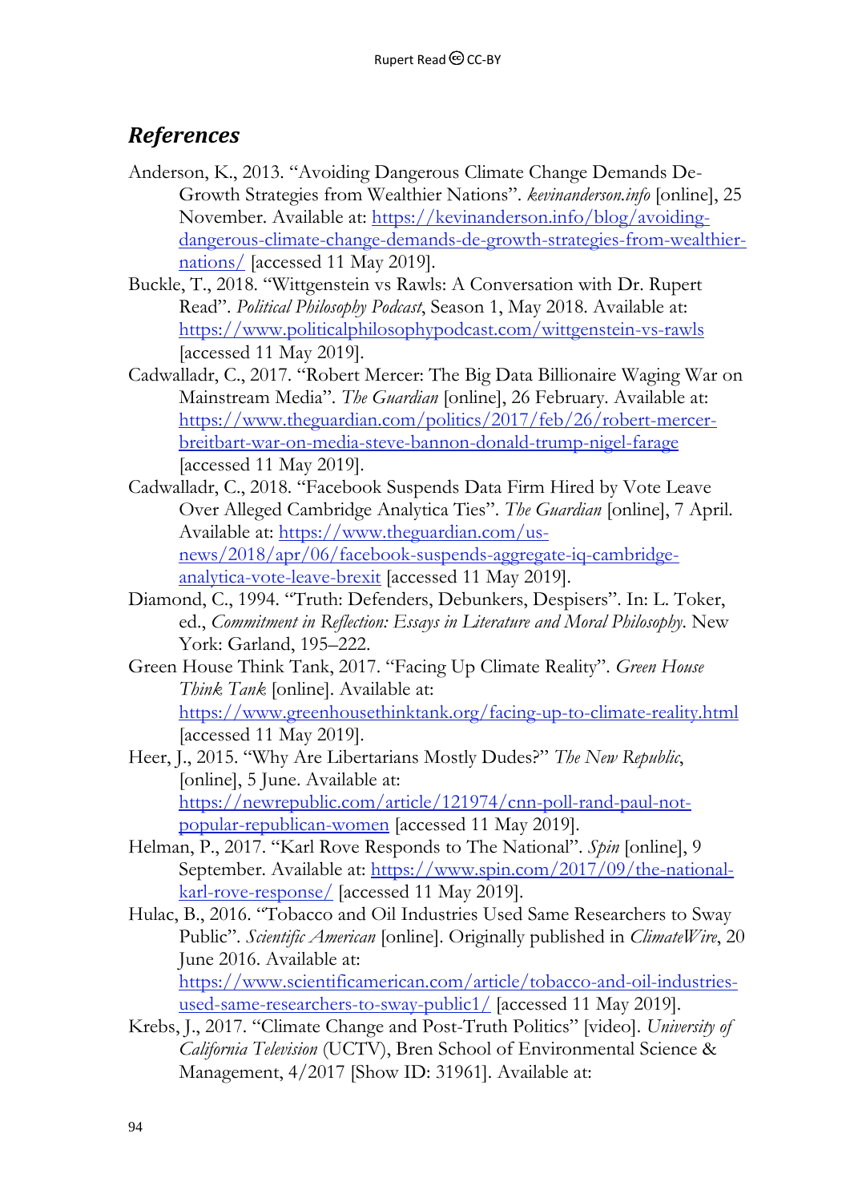## *References*

Anderson, K., 2013. "Avoiding Dangerous Climate Change Demands De-Growth Strategies from Wealthier Nations". *kevinanderson.info* [online], 25 November. Available at: https://kevinanderson.info/blog/avoiding-dangerous-climate-change-demands-de-growth-strategies-from-wealthier-nations/ [accessed 11 May 2019].

Buckle, T., 2018. "Wittgenstein vs Rawls: A Conversation with Dr. Rupert Read". *Political Philosophy Podcast*, Season 1, May 2018. Available at: https://www.politicalphilosophypodcast.com/wittgenstein-vs-rawls [accessed 11 May 2019].

Cadwalladr, C., 2017. "Robert Mercer: The Big Data Billionaire Waging War on Mainstream Media". *The Guardian* [online], 26 February. Available at: https://www.theguardian.com/politics/2017/feb/26/robert-mercer-breitbart-war-on-media-steve-bannon-donald-trump-nigel-farage [accessed 11 May 2019].

Cadwalladr, C., 2018. "Facebook Suspends Data Firm Hired by Vote Leave Over Alleged Cambridge Analytica Ties". *The Guardian* [online], 7 April. Available at: https://www.theguardian.com/us-news/2018/apr/06/facebook-suspends-aggregate-iq-cambridge-analytica-vote-leave-brexit [accessed 11 May 2019].

Diamond, C., 1994. "Truth: Defenders, Debunkers, Despisers". In: L. Toker, ed., *Commitment in Reflection: Essays in Literature and Moral Philosophy*. New York: Garland, 195–222.

Green House Think Tank, 2017. "Facing Up Climate Reality". *Green House Think Tank* [online]. Available at: https://www.greenhousethinktank.org/facing-up-to-climate-reality.html [accessed 11 May 2019].

Heer, J., 2015. "Why Are Libertarians Mostly Dudes?" *The New Republic*, [online], 5 June. Available at: https://newrepublic.com/article/121974/cnn-poll-rand-paul-not-popular-republican-women [accessed 11 May 2019].

Helman, P., 2017. "Karl Rove Responds to The National". *Spin* [online], 9 September. Available at: https://www.spin.com/2017/09/the-national-karl-rove-response/ [accessed 11 May 2019].

Hulac, B., 2016. "Tobacco and Oil Industries Used Same Researchers to Sway Public". *Scientific American* [online]. Originally published in *ClimateWire*, 20 June 2016. Available at: https://www.scientificamerican.com/article/tobacco-and-oil-industries-used-same-researchers-to-sway-public1/ [accessed 11 May 2019].

Krebs, J., 2017. "Climate Change and Post-Truth Politics" [video]. *University of California Television* (UCTV), Bren School of Environmental Science & Management, 4/2017 [Show ID: 31961]. Available at: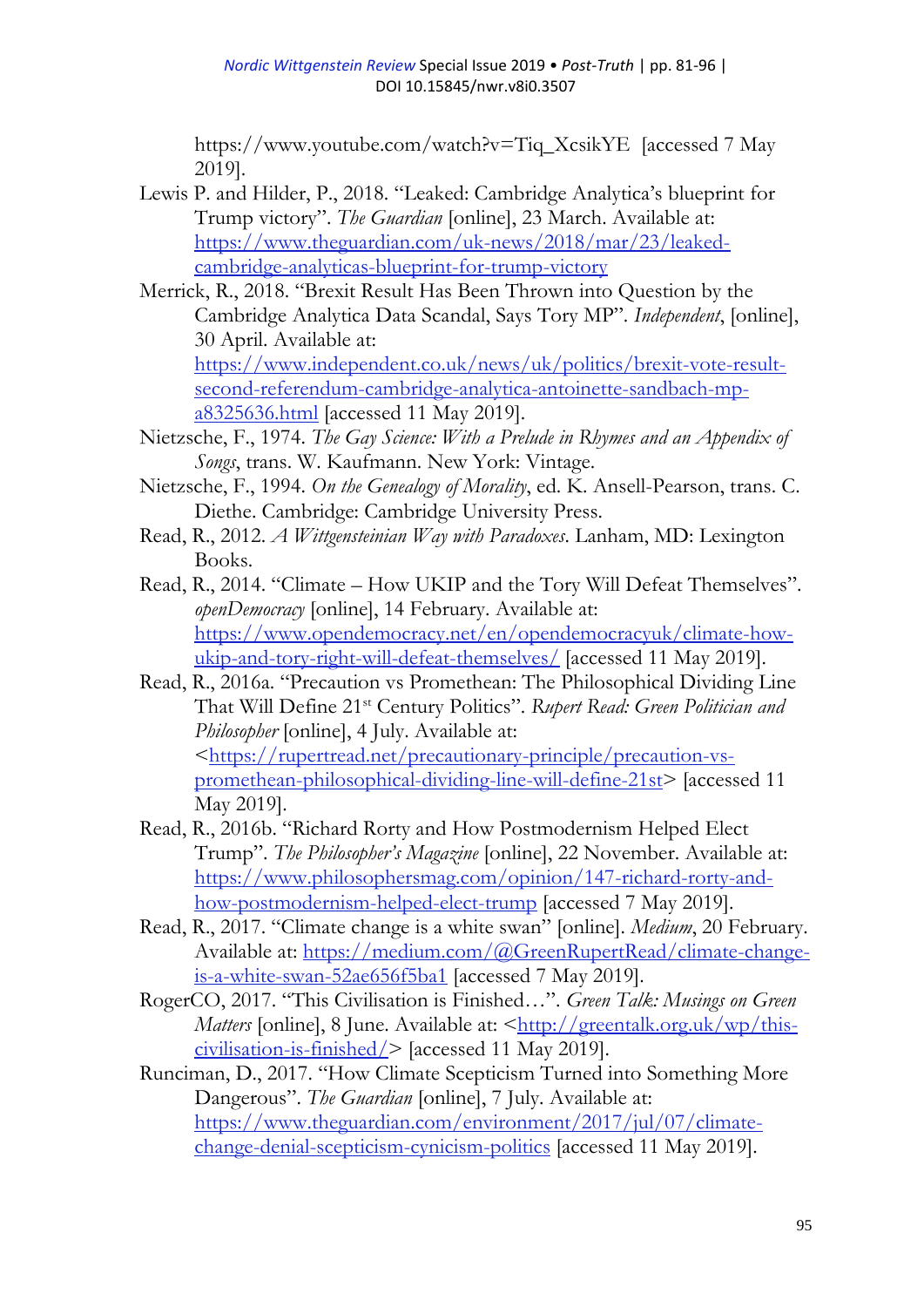https://www.youtube.com/watch?v=Tiq_XcsikYE [accessed 7 May 2019].

Lewis P. and Hilder, P., 2018. "Leaked: Cambridge Analytica's blueprint for Trump victory". *The Guardian* [online], 23 March. Available at: https://www.theguardian.com/uk-news/2018/mar/23/leaked-cambridge-analyticas-blueprint-for-trump-victory

Merrick, R., 2018. "Brexit Result Has Been Thrown into Question by the Cambridge Analytica Data Scandal, Says Tory MP". *Independent*, [online], 30 April. Available at: https://www.independent.co.uk/news/uk/politics/brexit-vote-result-second-referendum-cambridge-analytica-antoinette-sandbach-mp-a8325636.html [accessed 11 May 2019].

Nietzsche, F., 1974. *The Gay Science: With a Prelude in Rhymes and an Appendix of Songs*, trans. W. Kaufmann. New York: Vintage.

Nietzsche, F., 1994. *On the Genealogy of Morality*, ed. K. Ansell-Pearson, trans. C. Diethe. Cambridge: Cambridge University Press.

Read, R., 2012. *A Wittgensteinian Way with Paradoxes*. Lanham, MD: Lexington Books.

Read, R., 2014. "Climate – How UKIP and the Tory Will Defeat Themselves". *openDemocracy* [online], 14 February. Available at: https://www.opendemocracy.net/en/opendemocracyuk/climate-how-ukip-and-tory-right-will-defeat-themselves/ [accessed 11 May 2019].

Read, R., 2016a. "Precaution vs Promethean: The Philosophical Dividing Line That Will Define 21st Century Politics". *Rupert Read: Green Politician and Philosopher* [online], 4 July. Available at: <https://rupertread.net/precautionary-principle/precaution-vs-promethean-philosophical-dividing-line-will-define-21st> [accessed 11 May 2019].

Read, R., 2016b. "Richard Rorty and How Postmodernism Helped Elect Trump". *The Philosopher's Magazine* [online], 22 November. Available at: https://www.philosophersmag.com/opinion/147-richard-rorty-and-how-postmodernism-helped-elect-trump [accessed 7 May 2019].

Read, R., 2017. "Climate change is a white swan" [online]. *Medium*, 20 February. Available at: https://medium.com/@GreenRupertRead/climate-change-is-a-white-swan-52ae656f5ba1 [accessed 7 May 2019].

RogerCO, 2017. "This Civilisation is Finished…". *Green Talk: Musings on Green Matters* [online], 8 June. Available at: <http://greentalk.org.uk/wp/this-civilisation-is-finished/> [accessed 11 May 2019].

Runciman, D., 2017. "How Climate Scepticism Turned into Something More Dangerous". *The Guardian* [online], 7 July. Available at: https://www.theguardian.com/environment/2017/jul/07/climate-change-denial-scepticism-cynicism-politics [accessed 11 May 2019].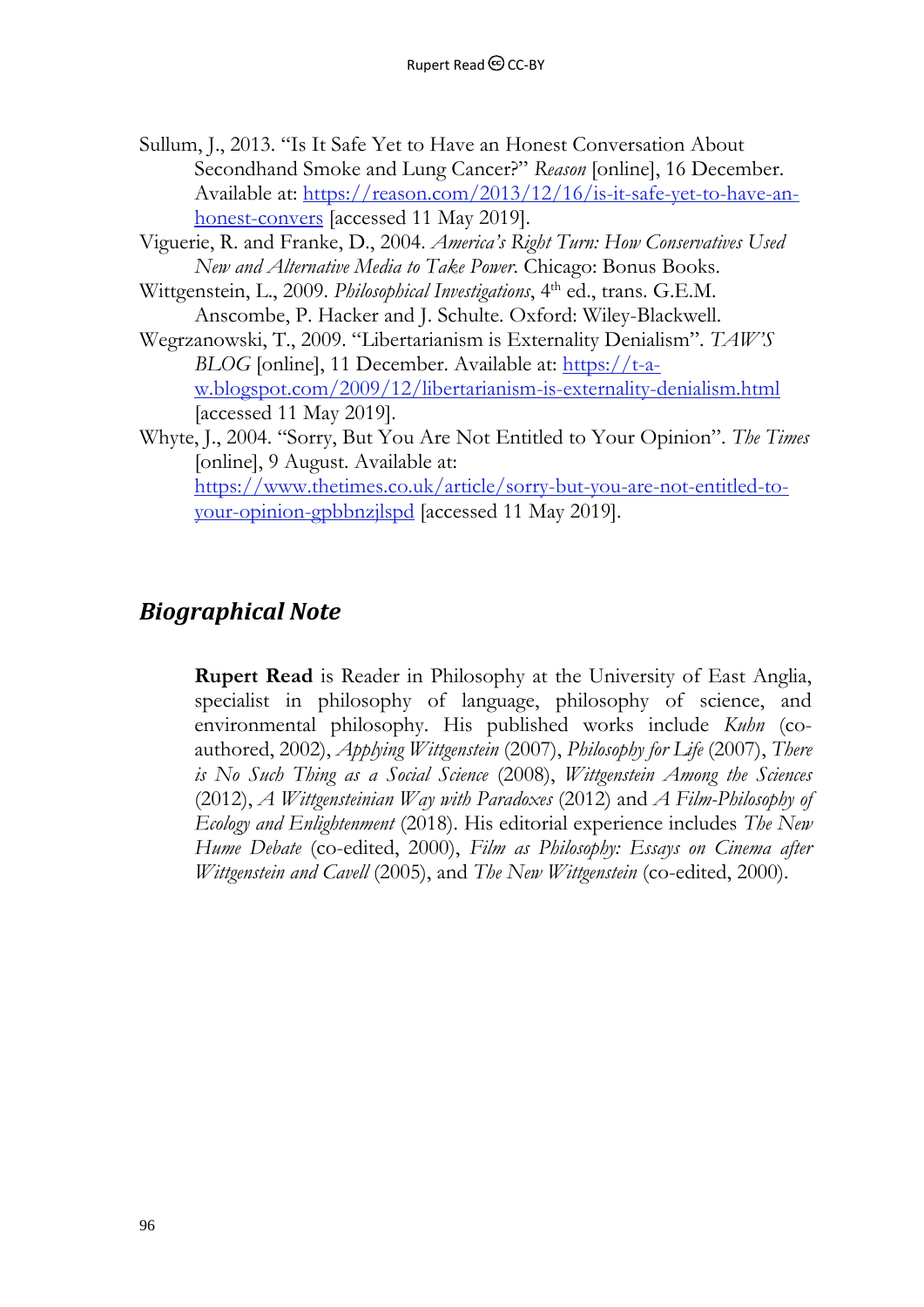Sullum, J., 2013. "Is It Safe Yet to Have an Honest Conversation About Secondhand Smoke and Lung Cancer?" *Reason* [online], 16 December. Available at: https://reason.com/2013/12/16/is-it-safe-yet-to-have-an-honest-convers [accessed 11 May 2019].

Viguerie, R. and Franke, D., 2004. *America's Right Turn: How Conservatives Used New and Alternative Media to Take Power*. Chicago: Bonus Books.

Wittgenstein, L., 2009. *Philosophical Investigations*, 4th ed., trans. G.E.M. Anscombe, P. Hacker and J. Schulte. Oxford: Wiley-Blackwell.

Wegrzanowski, T., 2009. "Libertarianism is Externality Denialism". *TAW'S BLOG* [online], 11 December. Available at: https://t-a-w.blogspot.com/2009/12/libertarianism-is-externality-denialism.html [accessed 11 May 2019].

Whyte, J., 2004. "Sorry, But You Are Not Entitled to Your Opinion". *The Times* [online], 9 August. Available at: https://www.thetimes.co.uk/article/sorry-but-you-are-not-entitled-to-your-opinion-gpbbnzjlspd [accessed 11 May 2019].

## Biographical Note

**Rupert Read** is Reader in Philosophy at the University of East Anglia, specialist in philosophy of language, philosophy of science, and environmental philosophy. His published works include *Kuhn* (co-authored, 2002), *Applying Wittgenstein* (2007), *Philosophy for Life* (2007), *There is No Such Thing as a Social Science* (2008), *Wittgenstein Among the Sciences* (2012), *A Wittgensteinian Way with Paradoxes* (2012) and *A Film-Philosophy of Ecology and Enlightenment* (2018). His editorial experience includes *The New Hume Debate* (co-edited, 2000), *Film as Philosophy: Essays on Cinema after Wittgenstein and Cavell* (2005), and *The New Wittgenstein* (co-edited, 2000).